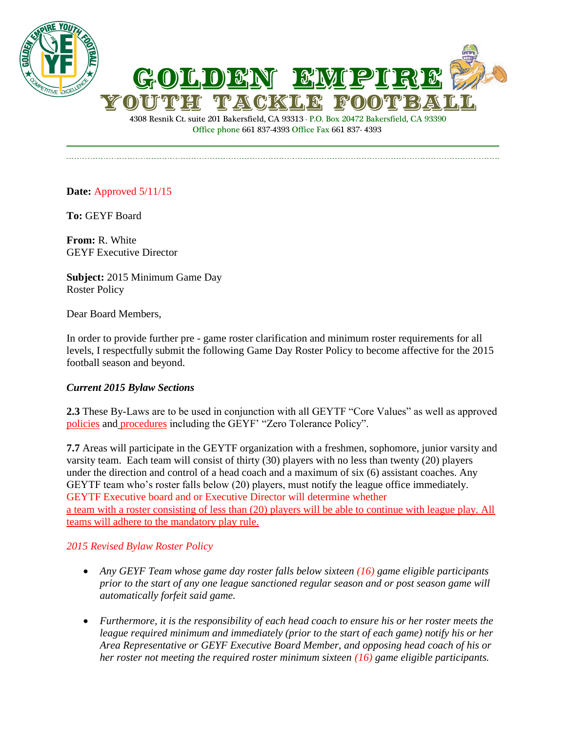# GOLDEN EMPIRE
## YOUTH TACKLE FOOTBALL

4308 Resnik Ct. suite 201 Bakersfield, CA 93313 - P.O. Box 20472 Bakersfield, CA 93390
Office phone 661 837-4393 Office Fax 661 837- 4393

---

**Date:** Approved 5/11/15

**To:** GEYF Board

**From:** R. White
GEYF Executive Director

**Subject:** 2015 Minimum Game Day
Roster Policy

Dear Board Members,

In order to provide further pre - game roster clarification and minimum roster requirements for all levels, I respectfully submit the following Game Day Roster Policy to become affective for the 2015 football season and beyond.

***Current 2015 Bylaw Sections***

**2.3** These By-Laws are to be used in conjunction with all GEYTF "Core Values" as well as approved policies and procedures including the GEYF' "Zero Tolerance Policy".

**7.7** Areas will participate in the GEYTF organization with a freshmen, sophomore, junior varsity and varsity team. Each team will consist of thirty (30) players with no less than twenty (20) players under the direction and control of a head coach and a maximum of six (6) assistant coaches. Any GEYTF team who's roster falls below (20) players, must notify the league office immediately. GEYTF Executive board and or Executive Director will determine whether a team with a roster consisting of less than (20) players will be able to continue with league play. All teams will adhere to the mandatory play rule.

*2015 Revised Bylaw Roster Policy*

- *Any GEYF Team whose game day roster falls below sixteen (16) game eligible participants prior to the start of any one league sanctioned regular season and or post season game will automatically forfeit said game.*
- *Furthermore, it is the responsibility of each head coach to ensure his or her roster meets the league required minimum and immediately (prior to the start of each game) notify his or her Area Representative or GEYF Executive Board Member, and opposing head coach of his or her roster not meeting the required roster minimum sixteen (16) game eligible participants.*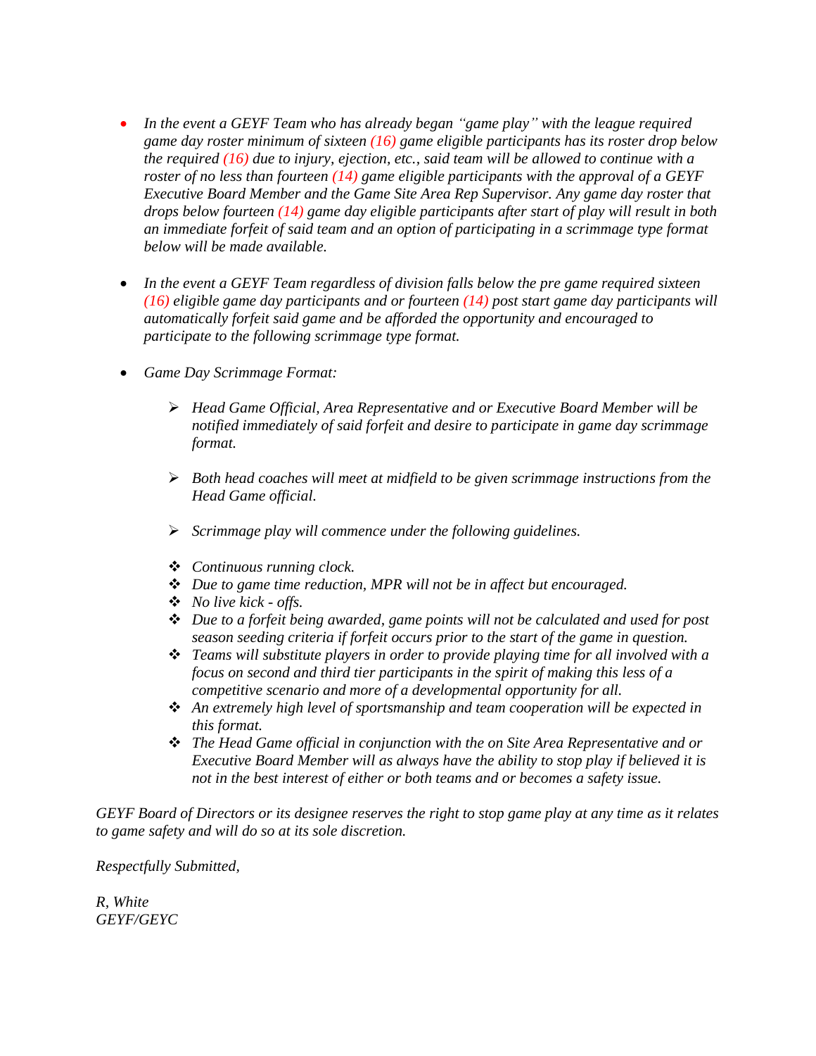- *In the event a GEYF Team who has already began "game play" with the league required game day roster minimum of sixteen (16) game eligible participants has its roster drop below the required (16) due to injury, ejection, etc., said team will be allowed to continue with a roster of no less than fourteen (14) game eligible participants with the approval of a GEYF Executive Board Member and the Game Site Area Rep Supervisor. Any game day roster that drops below fourteen (14) game day eligible participants after start of play will result in both an immediate forfeit of said team and an option of participating in a scrimmage type format below will be made available.*

- *In the event a GEYF Team regardless of division falls below the pre game required sixteen (16) eligible game day participants and or fourteen (14) post start game day participants will automatically forfeit said game and be afforded the opportunity and encouraged to participate to the following scrimmage type format.*

- *Game Day Scrimmage Format:*

  - *Head Game Official, Area Representative and or Executive Board Member will be notified immediately of said forfeit and desire to participate in game day scrimmage format.*

  - *Both head coaches will meet at midfield to be given scrimmage instructions from the Head Game official.*

  - *Scrimmage play will commence under the following guidelines.*

  - *Continuous running clock.*
  - *Due to game time reduction, MPR will not be in affect but encouraged.*
  - *No live kick - offs.*
  - *Due to a forfeit being awarded, game points will not be calculated and used for post season seeding criteria if forfeit occurs prior to the start of the game in question.*
  - *Teams will substitute players in order to provide playing time for all involved with a focus on second and third tier participants in the spirit of making this less of a competitive scenario and more of a developmental opportunity for all.*
  - *An extremely high level of sportsmanship and team cooperation will be expected in this format.*
  - *The Head Game official in conjunction with the on Site Area Representative and or Executive Board Member will as always have the ability to stop play if believed it is not in the best interest of either or both teams and or becomes a safety issue.*

*GEYF Board of Directors or its designee reserves the right to stop game play at any time as it relates to game safety and will do so at its sole discretion.*

*Respectfully Submitted,*

*R, White*
*GEYF/GEYC*